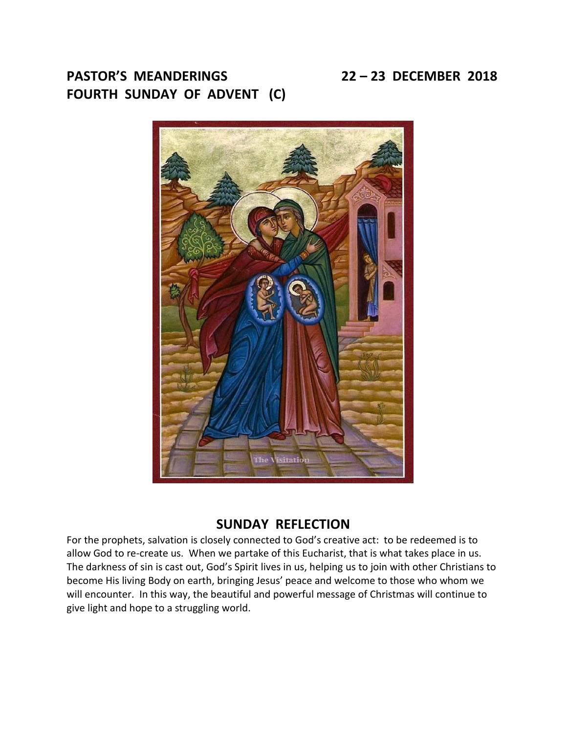# PASTOR'S MEANDERINGS 22 – 23 DECEMBER 2018
# FOURTH SUNDAY OF ADVENT (C)

## SUNDAY REFLECTION

For the prophets, salvation is closely connected to God's creative act: to be redeemed is to allow God to re-create us. When we partake of this Eucharist, that is what takes place in us. The darkness of sin is cast out, God's Spirit lives in us, helping us to join with other Christians to become His living Body on earth, bringing Jesus' peace and welcome to those who whom we will encounter. In this way, the beautiful and powerful message of Christmas will continue to give light and hope to a struggling world.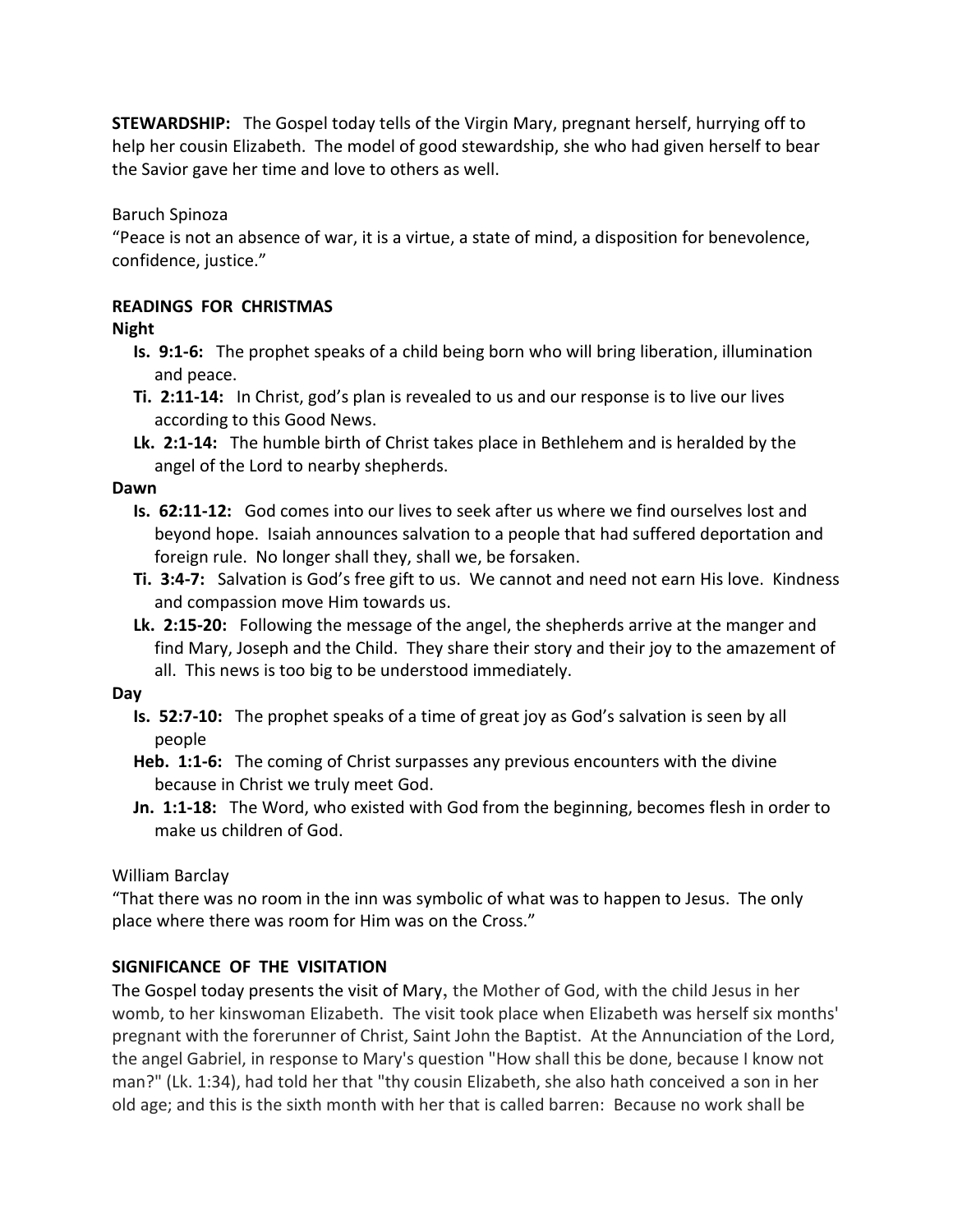**STEWARDSHIP:** The Gospel today tells of the Virgin Mary, pregnant herself, hurrying off to help her cousin Elizabeth. The model of good stewardship, she who had given herself to bear the Savior gave her time and love to others as well.

Baruch Spinoza
"Peace is not an absence of war, it is a virtue, a state of mind, a disposition for benevolence, confidence, justice."

**READINGS FOR CHRISTMAS**

**Night**

- **Is. 9:1-6:** The prophet speaks of a child being born who will bring liberation, illumination and peace.
- **Ti. 2:11-14:** In Christ, god's plan is revealed to us and our response is to live our lives according to this Good News.
- **Lk. 2:1-14:** The humble birth of Christ takes place in Bethlehem and is heralded by the angel of the Lord to nearby shepherds.

**Dawn**

- **Is. 62:11-12:** God comes into our lives to seek after us where we find ourselves lost and beyond hope. Isaiah announces salvation to a people that had suffered deportation and foreign rule. No longer shall they, shall we, be forsaken.
- **Ti. 3:4-7:** Salvation is God's free gift to us. We cannot and need not earn His love. Kindness and compassion move Him towards us.
- **Lk. 2:15-20:** Following the message of the angel, the shepherds arrive at the manger and find Mary, Joseph and the Child. They share their story and their joy to the amazement of all. This news is too big to be understood immediately.

**Day**

- **Is. 52:7-10:** The prophet speaks of a time of great joy as God's salvation is seen by all people
- **Heb. 1:1-6:** The coming of Christ surpasses any previous encounters with the divine because in Christ we truly meet God.
- **Jn. 1:1-18:** The Word, who existed with God from the beginning, becomes flesh in order to make us children of God.

William Barclay
"That there was no room in the inn was symbolic of what was to happen to Jesus. The only place where there was room for Him was on the Cross."

**SIGNIFICANCE OF THE VISITATION**

The Gospel today presents the visit of Mary, the Mother of God, with the child Jesus in her womb, to her kinswoman Elizabeth. The visit took place when Elizabeth was herself six months' pregnant with the forerunner of Christ, Saint John the Baptist. At the Annunciation of the Lord, the angel Gabriel, in response to Mary's question "How shall this be done, because I know not man?" (Lk. 1:34), had told her that "thy cousin Elizabeth, she also hath conceived a son in her old age; and this is the sixth month with her that is called barren: Because no work shall be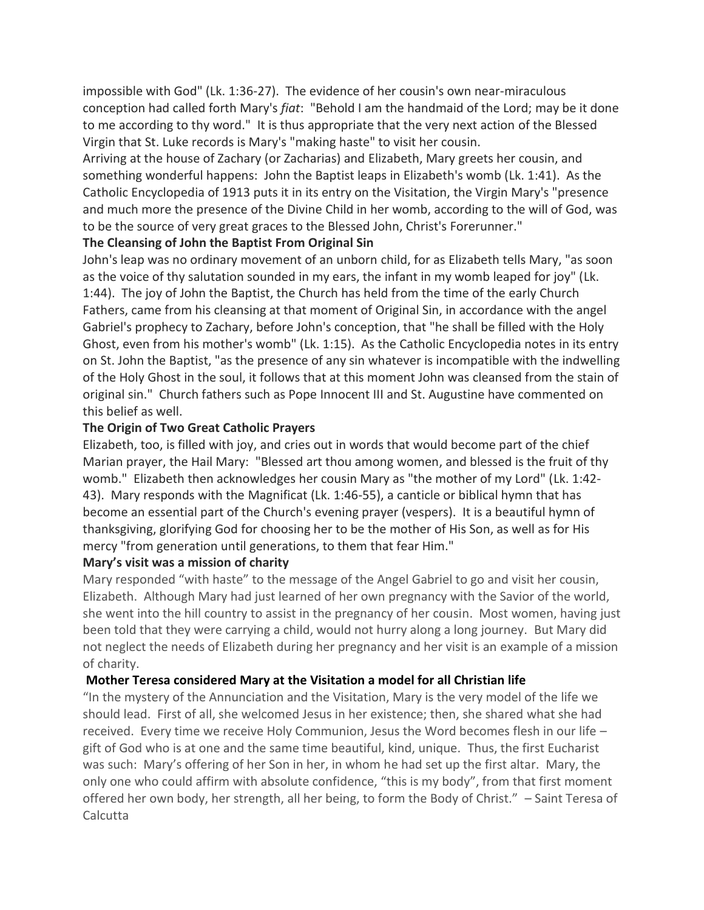impossible with God" (Lk. 1:36-27). The evidence of her cousin's own near-miraculous conception had called forth Mary's *fiat*: "Behold I am the handmaid of the Lord; may be it done to me according to thy word." It is thus appropriate that the very next action of the Blessed Virgin that St. Luke records is Mary's "making haste" to visit her cousin.

Arriving at the house of Zachary (or Zacharias) and Elizabeth, Mary greets her cousin, and something wonderful happens: John the Baptist leaps in Elizabeth's womb (Lk. 1:41). As the Catholic Encyclopedia of 1913 puts it in its entry on the Visitation, the Virgin Mary's "presence and much more the presence of the Divine Child in her womb, according to the will of God, was to be the source of very great graces to the Blessed John, Christ's Forerunner."

**The Cleansing of John the Baptist From Original Sin**

John's leap was no ordinary movement of an unborn child, for as Elizabeth tells Mary, "as soon as the voice of thy salutation sounded in my ears, the infant in my womb leaped for joy" (Lk. 1:44). The joy of John the Baptist, the Church has held from the time of the early Church Fathers, came from his cleansing at that moment of Original Sin, in accordance with the angel Gabriel's prophecy to Zachary, before John's conception, that "he shall be filled with the Holy Ghost, even from his mother's womb" (Lk. 1:15). As the Catholic Encyclopedia notes in its entry on St. John the Baptist, "as the presence of any sin whatever is incompatible with the indwelling of the Holy Ghost in the soul, it follows that at this moment John was cleansed from the stain of original sin." Church fathers such as Pope Innocent III and St. Augustine have commented on this belief as well.

**The Origin of Two Great Catholic Prayers**

Elizabeth, too, is filled with joy, and cries out in words that would become part of the chief Marian prayer, the Hail Mary: "Blessed art thou among women, and blessed is the fruit of thy womb." Elizabeth then acknowledges her cousin Mary as "the mother of my Lord" (Lk. 1:42-43). Mary responds with the Magnificat (Lk. 1:46-55), a canticle or biblical hymn that has become an essential part of the Church's evening prayer (vespers). It is a beautiful hymn of thanksgiving, glorifying God for choosing her to be the mother of His Son, as well as for His mercy "from generation until generations, to them that fear Him."

**Mary's visit was a mission of charity**

Mary responded "with haste" to the message of the Angel Gabriel to go and visit her cousin, Elizabeth. Although Mary had just learned of her own pregnancy with the Savior of the world, she went into the hill country to assist in the pregnancy of her cousin. Most women, having just been told that they were carrying a child, would not hurry along a long journey. But Mary did not neglect the needs of Elizabeth during her pregnancy and her visit is an example of a mission of charity.

**Mother Teresa considered Mary at the Visitation a model for all Christian life**

"In the mystery of the Annunciation and the Visitation, Mary is the very model of the life we should lead. First of all, she welcomed Jesus in her existence; then, she shared what she had received. Every time we receive Holy Communion, Jesus the Word becomes flesh in our life – gift of God who is at one and the same time beautiful, kind, unique. Thus, the first Eucharist was such: Mary's offering of her Son in her, in whom he had set up the first altar. Mary, the only one who could affirm with absolute confidence, "this is my body", from that first moment offered her own body, her strength, all her being, to form the Body of Christ." – Saint Teresa of Calcutta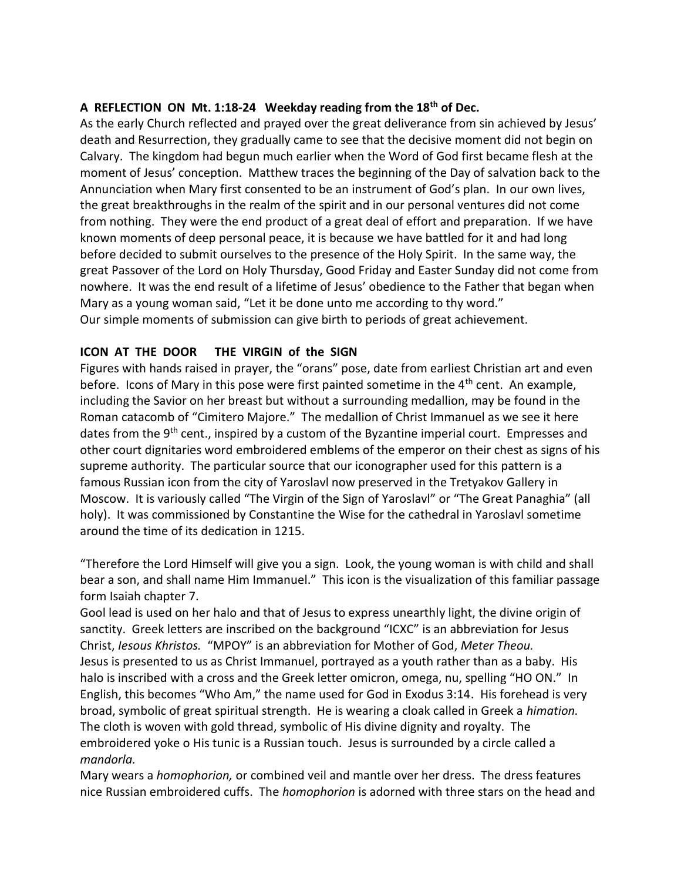**A REFLECTION ON Mt. 1:18-24 Weekday reading from the 18th of Dec.**

As the early Church reflected and prayed over the great deliverance from sin achieved by Jesus' death and Resurrection, they gradually came to see that the decisive moment did not begin on Calvary. The kingdom had begun much earlier when the Word of God first became flesh at the moment of Jesus' conception. Matthew traces the beginning of the Day of salvation back to the Annunciation when Mary first consented to be an instrument of God's plan. In our own lives, the great breakthroughs in the realm of the spirit and in our personal ventures did not come from nothing. They were the end product of a great deal of effort and preparation. If we have known moments of deep personal peace, it is because we have battled for it and had long before decided to submit ourselves to the presence of the Holy Spirit. In the same way, the great Passover of the Lord on Holy Thursday, Good Friday and Easter Sunday did not come from nowhere. It was the end result of a lifetime of Jesus' obedience to the Father that began when Mary as a young woman said, "Let it be done unto me according to thy word."
Our simple moments of submission can give birth to periods of great achievement.

**ICON AT THE DOOR THE VIRGIN of the SIGN**

Figures with hands raised in prayer, the "orans" pose, date from earliest Christian art and even before. Icons of Mary in this pose were first painted sometime in the 4th cent. An example, including the Savior on her breast but without a surrounding medallion, may be found in the Roman catacomb of "Cimitero Majore." The medallion of Christ Immanuel as we see it here dates from the 9th cent., inspired by a custom of the Byzantine imperial court. Empresses and other court dignitaries word embroidered emblems of the emperor on their chest as signs of his supreme authority. The particular source that our iconographer used for this pattern is a famous Russian icon from the city of Yaroslavl now preserved in the Tretyakov Gallery in Moscow. It is variously called "The Virgin of the Sign of Yaroslavl" or "The Great Panaghia" (all holy). It was commissioned by Constantine the Wise for the cathedral in Yaroslavl sometime around the time of its dedication in 1215.

"Therefore the Lord Himself will give you a sign. Look, the young woman is with child and shall bear a son, and shall name Him Immanuel." This icon is the visualization of this familiar passage form Isaiah chapter 7.
Gool lead is used on her halo and that of Jesus to express unearthly light, the divine origin of sanctity. Greek letters are inscribed on the background "ICXC" is an abbreviation for Jesus Christ, *Iesous Khristos.* "MPOY" is an abbreviation for Mother of God, *Meter Theou.*
Jesus is presented to us as Christ Immanuel, portrayed as a youth rather than as a baby. His halo is inscribed with a cross and the Greek letter omicron, omega, nu, spelling "HO ON." In English, this becomes "Who Am," the name used for God in Exodus 3:14. His forehead is very broad, symbolic of great spiritual strength. He is wearing a cloak called in Greek a *himation.* The cloth is woven with gold thread, symbolic of His divine dignity and royalty. The embroidered yoke o His tunic is a Russian touch. Jesus is surrounded by a circle called a *mandorla.*
Mary wears a *homophorion,* or combined veil and mantle over her dress. The dress features nice Russian embroidered cuffs. The *homophorion* is adorned with three stars on the head and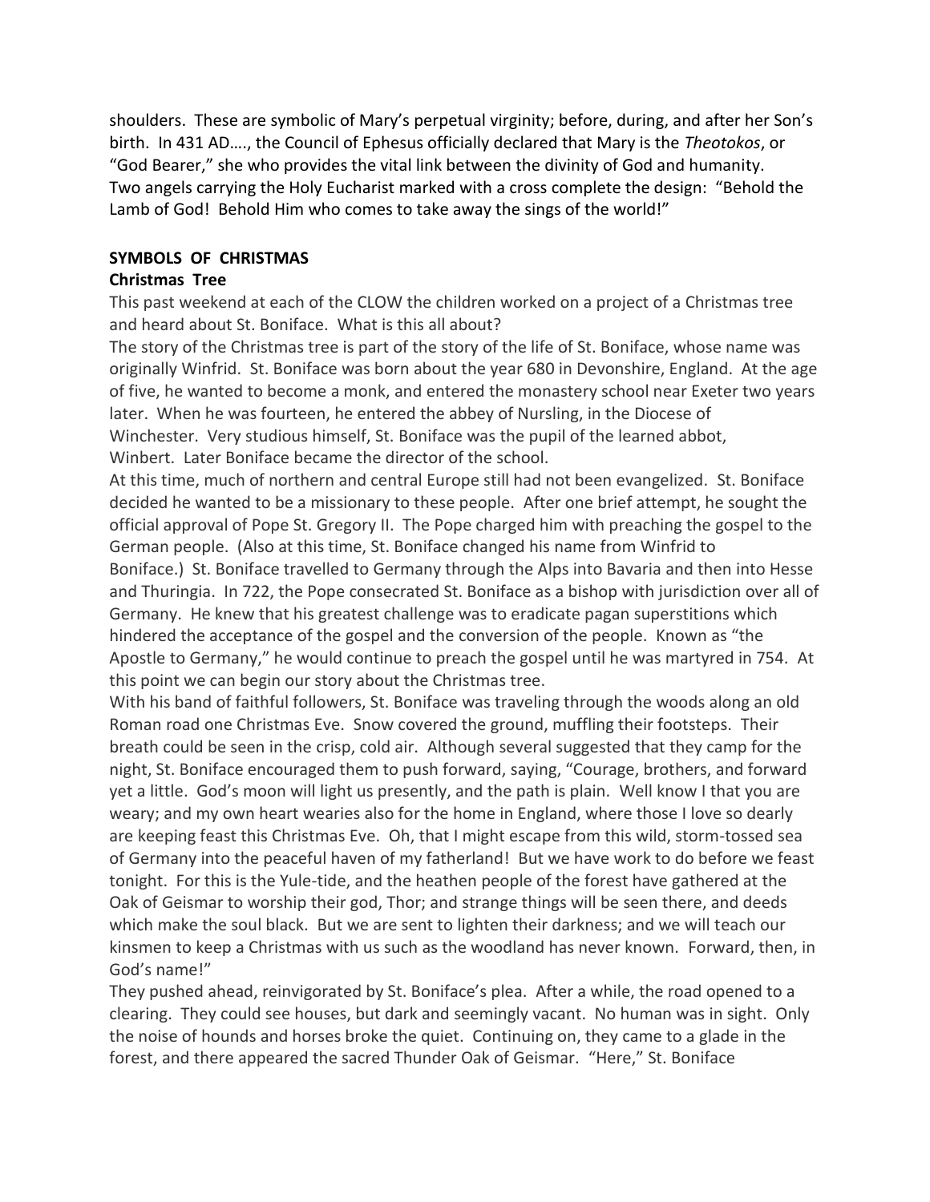shoulders. These are symbolic of Mary's perpetual virginity; before, during, and after her Son's birth. In 431 AD…., the Council of Ephesus officially declared that Mary is the *Theotokos*, or "God Bearer," she who provides the vital link between the divinity of God and humanity. Two angels carrying the Holy Eucharist marked with a cross complete the design: "Behold the Lamb of God! Behold Him who comes to take away the sings of the world!"

**SYMBOLS OF CHRISTMAS**

**Christmas Tree**

This past weekend at each of the CLOW the children worked on a project of a Christmas tree and heard about St. Boniface. What is this all about?

The story of the Christmas tree is part of the story of the life of St. Boniface, whose name was originally Winfrid. St. Boniface was born about the year 680 in Devonshire, England. At the age of five, he wanted to become a monk, and entered the monastery school near Exeter two years later. When he was fourteen, he entered the abbey of Nursling, in the Diocese of Winchester. Very studious himself, St. Boniface was the pupil of the learned abbot, Winbert. Later Boniface became the director of the school.

At this time, much of northern and central Europe still had not been evangelized. St. Boniface decided he wanted to be a missionary to these people. After one brief attempt, he sought the official approval of Pope St. Gregory II. The Pope charged him with preaching the gospel to the German people. (Also at this time, St. Boniface changed his name from Winfrid to Boniface.) St. Boniface travelled to Germany through the Alps into Bavaria and then into Hesse and Thuringia. In 722, the Pope consecrated St. Boniface as a bishop with jurisdiction over all of Germany. He knew that his greatest challenge was to eradicate pagan superstitions which hindered the acceptance of the gospel and the conversion of the people. Known as "the Apostle to Germany," he would continue to preach the gospel until he was martyred in 754. At this point we can begin our story about the Christmas tree.

With his band of faithful followers, St. Boniface was traveling through the woods along an old Roman road one Christmas Eve. Snow covered the ground, muffling their footsteps. Their breath could be seen in the crisp, cold air. Although several suggested that they camp for the night, St. Boniface encouraged them to push forward, saying, "Courage, brothers, and forward yet a little. God's moon will light us presently, and the path is plain. Well know I that you are weary; and my own heart wearies also for the home in England, where those I love so dearly are keeping feast this Christmas Eve. Oh, that I might escape from this wild, storm-tossed sea of Germany into the peaceful haven of my fatherland! But we have work to do before we feast tonight. For this is the Yule-tide, and the heathen people of the forest have gathered at the Oak of Geismar to worship their god, Thor; and strange things will be seen there, and deeds which make the soul black. But we are sent to lighten their darkness; and we will teach our kinsmen to keep a Christmas with us such as the woodland has never known. Forward, then, in God's name!"

They pushed ahead, reinvigorated by St. Boniface's plea. After a while, the road opened to a clearing. They could see houses, but dark and seemingly vacant. No human was in sight. Only the noise of hounds and horses broke the quiet. Continuing on, they came to a glade in the forest, and there appeared the sacred Thunder Oak of Geismar. "Here," St. Boniface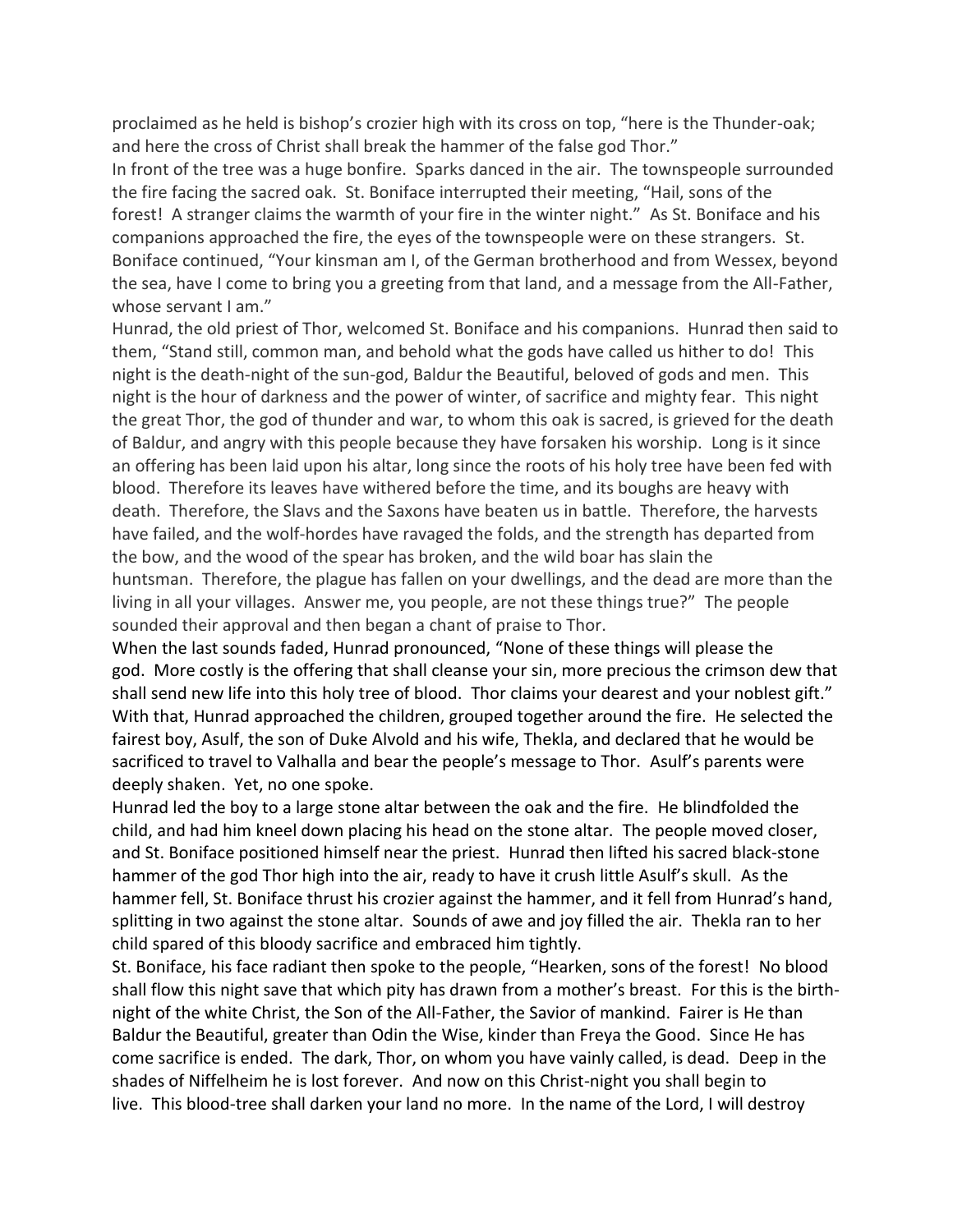proclaimed as he held is bishop's crozier high with its cross on top, "here is the Thunder-oak; and here the cross of Christ shall break the hammer of the false god Thor."

In front of the tree was a huge bonfire. Sparks danced in the air. The townspeople surrounded the fire facing the sacred oak. St. Boniface interrupted their meeting, "Hail, sons of the forest! A stranger claims the warmth of your fire in the winter night." As St. Boniface and his companions approached the fire, the eyes of the townspeople were on these strangers. St. Boniface continued, "Your kinsman am I, of the German brotherhood and from Wessex, beyond the sea, have I come to bring you a greeting from that land, and a message from the All-Father, whose servant I am."

Hunrad, the old priest of Thor, welcomed St. Boniface and his companions. Hunrad then said to them, "Stand still, common man, and behold what the gods have called us hither to do! This night is the death-night of the sun-god, Baldur the Beautiful, beloved of gods and men. This night is the hour of darkness and the power of winter, of sacrifice and mighty fear. This night the great Thor, the god of thunder and war, to whom this oak is sacred, is grieved for the death of Baldur, and angry with this people because they have forsaken his worship. Long is it since an offering has been laid upon his altar, long since the roots of his holy tree have been fed with blood. Therefore its leaves have withered before the time, and its boughs are heavy with death. Therefore, the Slavs and the Saxons have beaten us in battle. Therefore, the harvests have failed, and the wolf-hordes have ravaged the folds, and the strength has departed from the bow, and the wood of the spear has broken, and the wild boar has slain the huntsman. Therefore, the plague has fallen on your dwellings, and the dead are more than the living in all your villages. Answer me, you people, are not these things true?" The people sounded their approval and then began a chant of praise to Thor.

When the last sounds faded, Hunrad pronounced, "None of these things will please the god. More costly is the offering that shall cleanse your sin, more precious the crimson dew that shall send new life into this holy tree of blood. Thor claims your dearest and your noblest gift." With that, Hunrad approached the children, grouped together around the fire. He selected the fairest boy, Asulf, the son of Duke Alvold and his wife, Thekla, and declared that he would be sacrificed to travel to Valhalla and bear the people's message to Thor. Asulf's parents were deeply shaken. Yet, no one spoke.

Hunrad led the boy to a large stone altar between the oak and the fire. He blindfolded the child, and had him kneel down placing his head on the stone altar. The people moved closer, and St. Boniface positioned himself near the priest. Hunrad then lifted his sacred black-stone hammer of the god Thor high into the air, ready to have it crush little Asulf's skull. As the hammer fell, St. Boniface thrust his crozier against the hammer, and it fell from Hunrad's hand, splitting in two against the stone altar. Sounds of awe and joy filled the air. Thekla ran to her child spared of this bloody sacrifice and embraced him tightly.

St. Boniface, his face radiant then spoke to the people, "Hearken, sons of the forest! No blood shall flow this night save that which pity has drawn from a mother's breast. For this is the birth-night of the white Christ, the Son of the All-Father, the Savior of mankind. Fairer is He than Baldur the Beautiful, greater than Odin the Wise, kinder than Freya the Good. Since He has come sacrifice is ended. The dark, Thor, on whom you have vainly called, is dead. Deep in the shades of Niffelheim he is lost forever. And now on this Christ-night you shall begin to live. This blood-tree shall darken your land no more. In the name of the Lord, I will destroy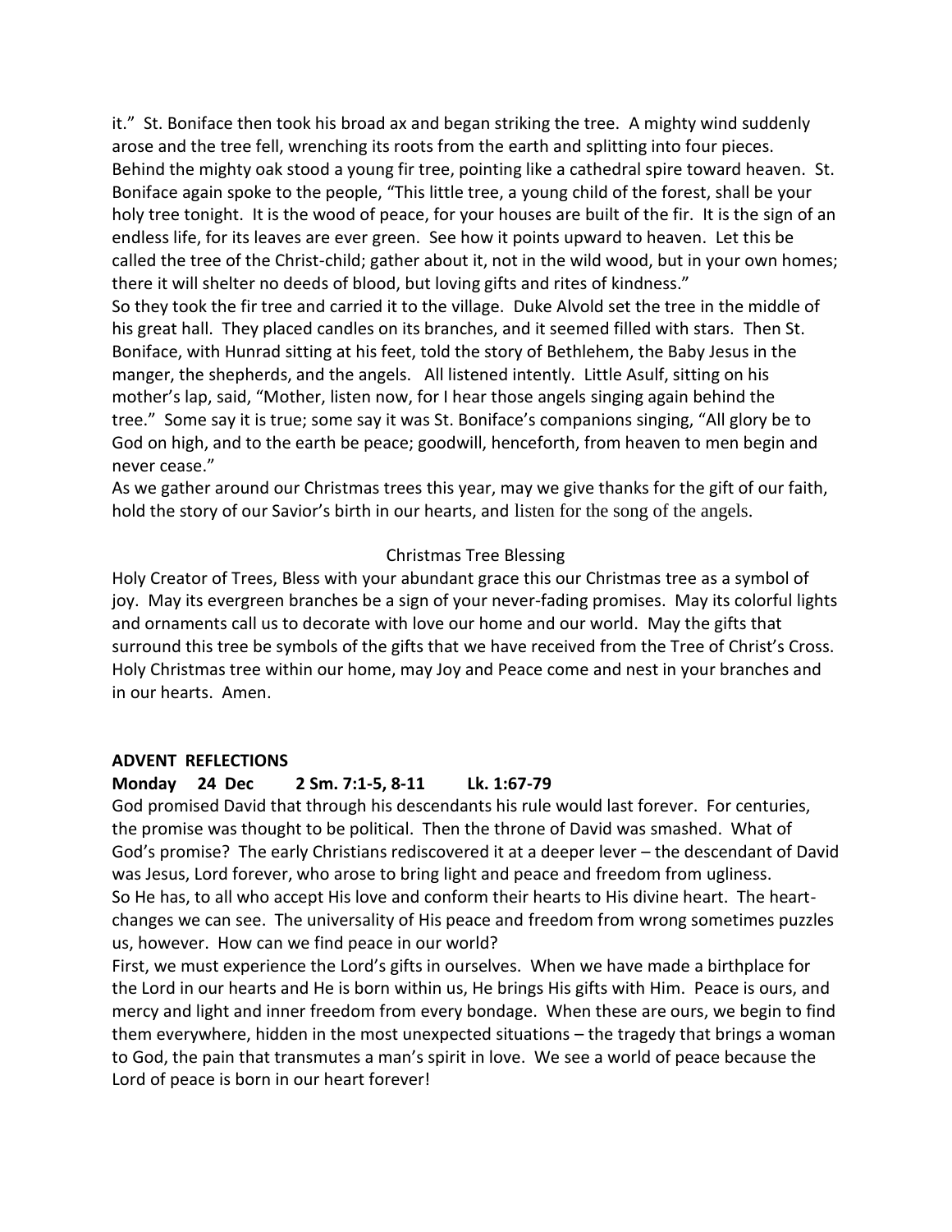it." St. Boniface then took his broad ax and began striking the tree. A mighty wind suddenly arose and the tree fell, wrenching its roots from the earth and splitting into four pieces. Behind the mighty oak stood a young fir tree, pointing like a cathedral spire toward heaven. St. Boniface again spoke to the people, "This little tree, a young child of the forest, shall be your holy tree tonight. It is the wood of peace, for your houses are built of the fir. It is the sign of an endless life, for its leaves are ever green. See how it points upward to heaven. Let this be called the tree of the Christ-child; gather about it, not in the wild wood, but in your own homes; there it will shelter no deeds of blood, but loving gifts and rites of kindness."

So they took the fir tree and carried it to the village. Duke Alvold set the tree in the middle of his great hall. They placed candles on its branches, and it seemed filled with stars. Then St. Boniface, with Hunrad sitting at his feet, told the story of Bethlehem, the Baby Jesus in the manger, the shepherds, and the angels. All listened intently. Little Asulf, sitting on his mother's lap, said, "Mother, listen now, for I hear those angels singing again behind the tree." Some say it is true; some say it was St. Boniface's companions singing, "All glory be to God on high, and to the earth be peace; goodwill, henceforth, from heaven to men begin and never cease."

As we gather around our Christmas trees this year, may we give thanks for the gift of our faith, hold the story of our Savior's birth in our hearts, and listen for the song of the angels.

Christmas Tree Blessing

Holy Creator of Trees, Bless with your abundant grace this our Christmas tree as a symbol of joy. May its evergreen branches be a sign of your never-fading promises. May its colorful lights and ornaments call us to decorate with love our home and our world. May the gifts that surround this tree be symbols of the gifts that we have received from the Tree of Christ's Cross. Holy Christmas tree within our home, may Joy and Peace come and nest in your branches and in our hearts. Amen.

**ADVENT REFLECTIONS**

**Monday 24 Dec 2 Sm. 7:1-5, 8-11 Lk. 1:67-79**

God promised David that through his descendants his rule would last forever. For centuries, the promise was thought to be political. Then the throne of David was smashed. What of God's promise? The early Christians rediscovered it at a deeper lever – the descendant of David was Jesus, Lord forever, who arose to bring light and peace and freedom from ugliness.

So He has, to all who accept His love and conform their hearts to His divine heart. The heart-changes we can see. The universality of His peace and freedom from wrong sometimes puzzles us, however. How can we find peace in our world?

First, we must experience the Lord's gifts in ourselves. When we have made a birthplace for the Lord in our hearts and He is born within us, He brings His gifts with Him. Peace is ours, and mercy and light and inner freedom from every bondage. When these are ours, we begin to find them everywhere, hidden in the most unexpected situations – the tragedy that brings a woman to God, the pain that transmutes a man's spirit in love. We see a world of peace because the Lord of peace is born in our heart forever!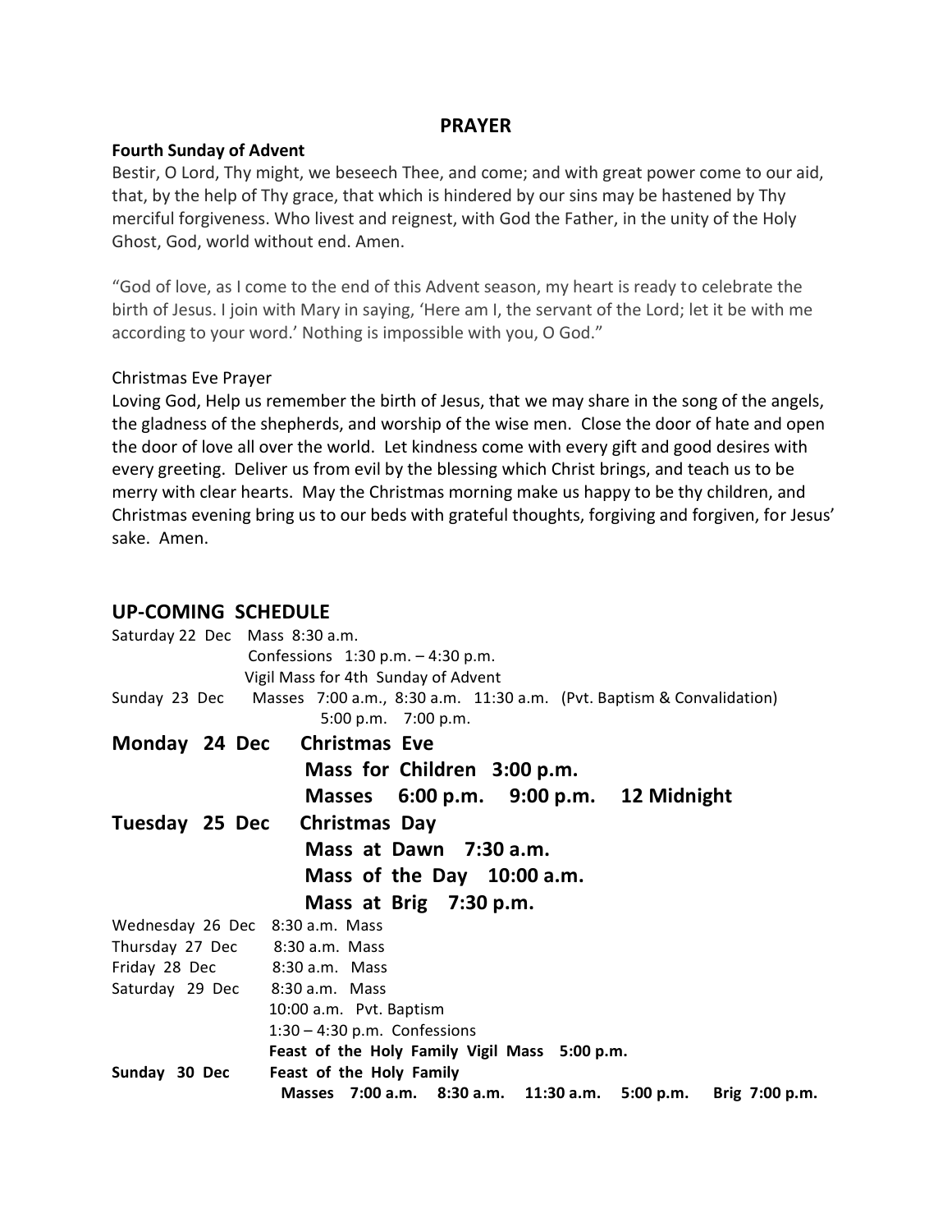## PRAYER

**Fourth Sunday of Advent**

Bestir, O Lord, Thy might, we beseech Thee, and come; and with great power come to our aid, that, by the help of Thy grace, that which is hindered by our sins may be hastened by Thy merciful forgiveness. Who livest and reignest, with God the Father, in the unity of the Holy Ghost, God, world without end. Amen.

"God of love, as I come to the end of this Advent season, my heart is ready to celebrate the birth of Jesus. I join with Mary in saying, 'Here am I, the servant of the Lord; let it be with me according to your word.' Nothing is impossible with you, O God."

Christmas Eve Prayer

Loving God, Help us remember the birth of Jesus, that we may share in the song of the angels, the gladness of the shepherds, and worship of the wise men. Close the door of hate and open the door of love all over the world. Let kindness come with every gift and good desires with every greeting. Deliver us from evil by the blessing which Christ brings, and teach us to be merry with clear hearts. May the Christmas morning make us happy to be thy children, and Christmas evening bring us to our beds with grateful thoughts, forgiving and forgiven, for Jesus' sake. Amen.

## UP-COMING SCHEDULE

Saturday 22 Dec Mass 8:30 a.m.
Confessions 1:30 p.m. – 4:30 p.m.
Vigil Mass for 4th Sunday of Advent

Sunday 23 Dec Masses 7:00 a.m., 8:30 a.m. 11:30 a.m. (Pvt. Baptism & Convalidation)
5:00 p.m. 7:00 p.m.

**Monday 24 Dec Christmas Eve**
**Mass for Children 3:00 p.m.**
**Masses 6:00 p.m. 9:00 p.m. 12 Midnight**

**Tuesday 25 Dec Christmas Day**
**Mass at Dawn 7:30 a.m.**
**Mass of the Day 10:00 a.m.**
**Mass at Brig 7:30 p.m.**

Wednesday 26 Dec 8:30 a.m. Mass

Thursday 27 Dec 8:30 a.m. Mass

Friday 28 Dec 8:30 a.m. Mass

Saturday 29 Dec 8:30 a.m. Mass
10:00 a.m. Pvt. Baptism
1:30 – 4:30 p.m. Confessions
**Feast of the Holy Family Vigil Mass 5:00 p.m.**

**Sunday 30 Dec Feast of the Holy Family**
**Masses 7:00 a.m. 8:30 a.m. 11:30 a.m. 5:00 p.m. Brig 7:00 p.m.**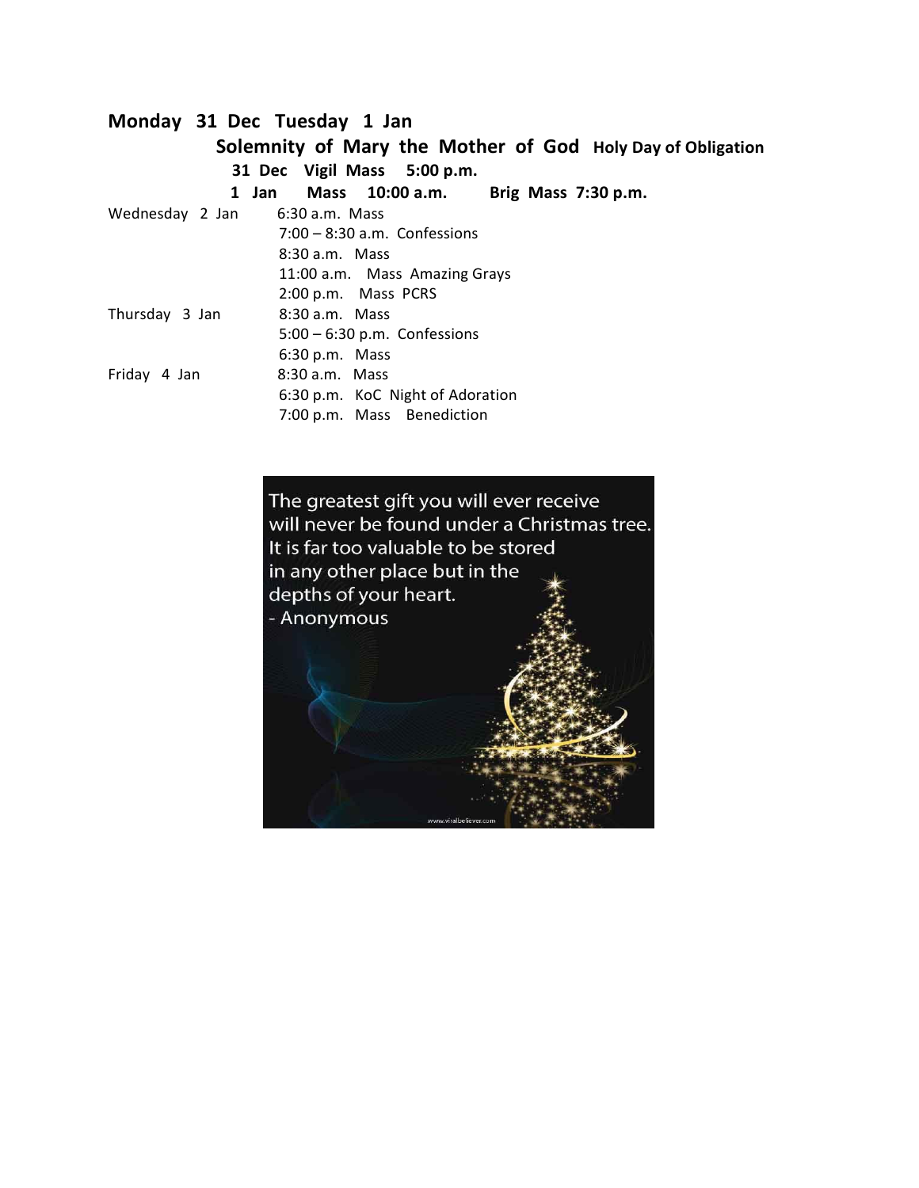**Monday 31 Dec Tuesday 1 Jan**

**Solemnity of Mary the Mother of God** **Holy Day of Obligation**

**31 Dec Vigil Mass 5:00 p.m.**

**1 Jan Mass 10:00 a.m. Brig Mass 7:30 p.m.**

| | |
|---|---|
| Wednesday 2 Jan | 6:30 a.m. Mass |
| | 7:00 – 8:30 a.m. Confessions |
| | 8:30 a.m. Mass |
| | 11:00 a.m. Mass Amazing Grays |
| | 2:00 p.m. Mass PCRS |
| Thursday 3 Jan | 8:30 a.m. Mass |
| | 5:00 – 6:30 p.m. Confessions |
| | 6:30 p.m. Mass |
| Friday 4 Jan | 8:30 a.m. Mass |
| | 6:30 p.m. KoC Night of Adoration |
| | 7:00 p.m. Mass Benediction |

The greatest gift you will ever receive will never be found under a Christmas tree. It is far too valuable to be stored in any other place but in the depths of your heart.
- Anonymous

www.viralbeliever.com